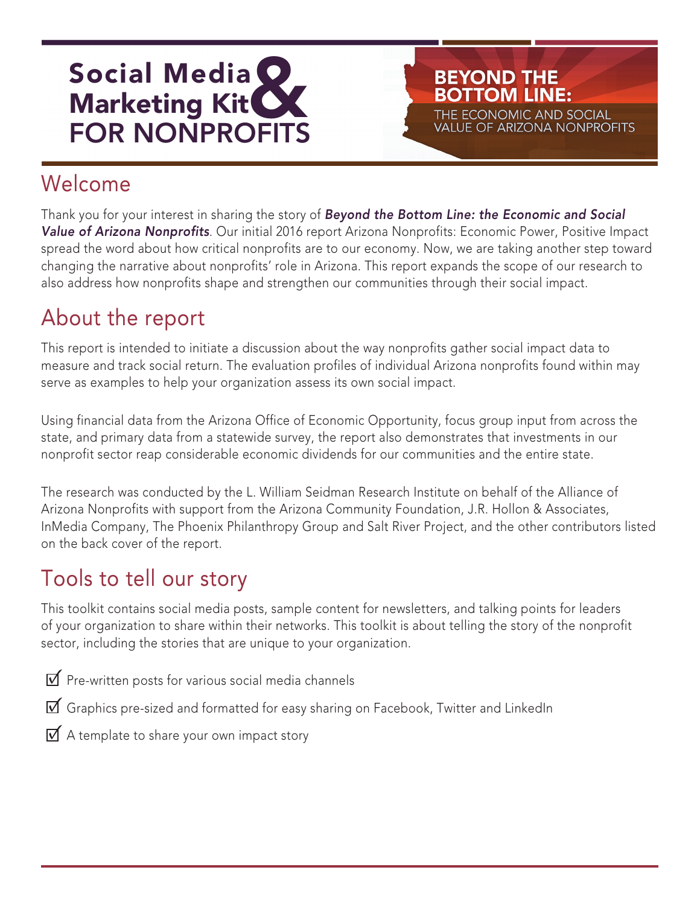# Social Media Marketing Kit & FOR NONPROFITS

**BEYOND THE BOTTOM LINE:**
THE ECONOMIC AND SOCIAL VALUE OF ARIZONA NONPROFITS

## Welcome

Thank you for your interest in sharing the story of ***Beyond the Bottom Line: the Economic and Social Value of Arizona Nonprofits***. Our initial 2016 report Arizona Nonprofits: Economic Power, Positive Impact spread the word about how critical nonprofits are to our economy. Now, we are taking another step toward changing the narrative about nonprofits' role in Arizona. This report expands the scope of our research to also address how nonprofits shape and strengthen our communities through their social impact.

## About the report

This report is intended to initiate a discussion about the way nonprofits gather social impact data to measure and track social return. The evaluation profiles of individual Arizona nonprofits found within may serve as examples to help your organization assess its own social impact.

Using financial data from the Arizona Office of Economic Opportunity, focus group input from across the state, and primary data from a statewide survey, the report also demonstrates that investments in our nonprofit sector reap considerable economic dividends for our communities and the entire state.

The research was conducted by the L. William Seidman Research Institute on behalf of the Alliance of Arizona Nonprofits with support from the Arizona Community Foundation, J.R. Hollon & Associates, InMedia Company, The Phoenix Philanthropy Group and Salt River Project, and the other contributors listed on the back cover of the report.

## Tools to tell our story

This toolkit contains social media posts, sample content for newsletters, and talking points for leaders of your organization to share within their networks. This toolkit is about telling the story of the nonprofit sector, including the stories that are unique to your organization.

- ☑ Pre-written posts for various social media channels
- ☑ Graphics pre-sized and formatted for easy sharing on Facebook, Twitter and LinkedIn
- ☑ A template to share your own impact story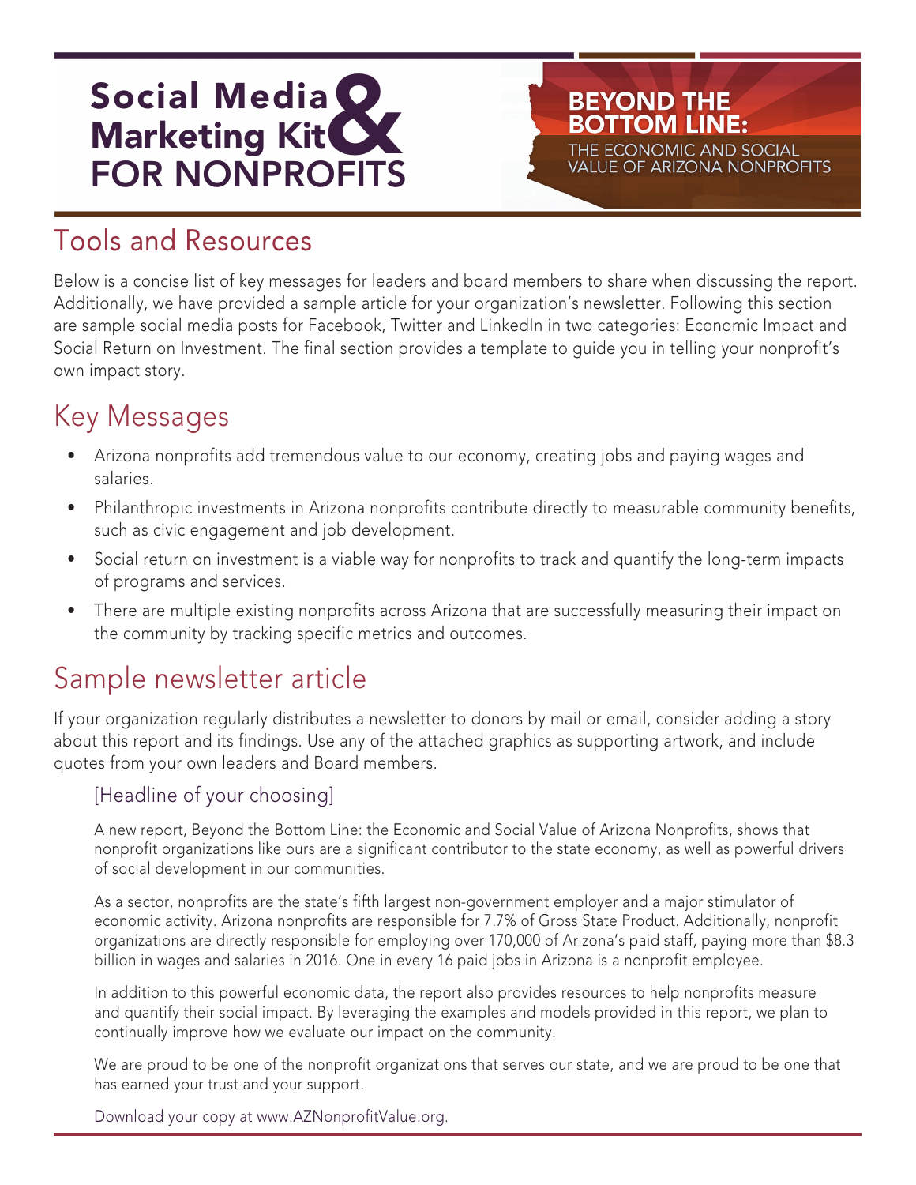# Social Media & Marketing Kit FOR NONPROFITS

**BEYOND THE BOTTOM LINE:**
THE ECONOMIC AND SOCIAL VALUE OF ARIZONA NONPROFITS

## Tools and Resources

Below is a concise list of key messages for leaders and board members to share when discussing the report. Additionally, we have provided a sample article for your organization's newsletter. Following this section are sample social media posts for Facebook, Twitter and LinkedIn in two categories: Economic Impact and Social Return on Investment. The final section provides a template to guide you in telling your nonprofit's own impact story.

## Key Messages

- Arizona nonprofits add tremendous value to our economy, creating jobs and paying wages and salaries.
- Philanthropic investments in Arizona nonprofits contribute directly to measurable community benefits, such as civic engagement and job development.
- Social return on investment is a viable way for nonprofits to track and quantify the long-term impacts of programs and services.
- There are multiple existing nonprofits across Arizona that are successfully measuring their impact on the community by tracking specific metrics and outcomes.

## Sample newsletter article

If your organization regularly distributes a newsletter to donors by mail or email, consider adding a story about this report and its findings. Use any of the attached graphics as supporting artwork, and include quotes from your own leaders and Board members.

### [Headline of your choosing]

A new report, Beyond the Bottom Line: the Economic and Social Value of Arizona Nonprofits, shows that nonprofit organizations like ours are a significant contributor to the state economy, as well as powerful drivers of social development in our communities.

As a sector, nonprofits are the state's fifth largest non-government employer and a major stimulator of economic activity. Arizona nonprofits are responsible for 7.7% of Gross State Product. Additionally, nonprofit organizations are directly responsible for employing over 170,000 of Arizona's paid staff, paying more than $8.3 billion in wages and salaries in 2016. One in every 16 paid jobs in Arizona is a nonprofit employee.

In addition to this powerful economic data, the report also provides resources to help nonprofits measure and quantify their social impact. By leveraging the examples and models provided in this report, we plan to continually improve how we evaluate our impact on the community.

We are proud to be one of the nonprofit organizations that serves our state, and we are proud to be one that has earned your trust and your support.

Download your copy at www.AZNonprofitValue.org.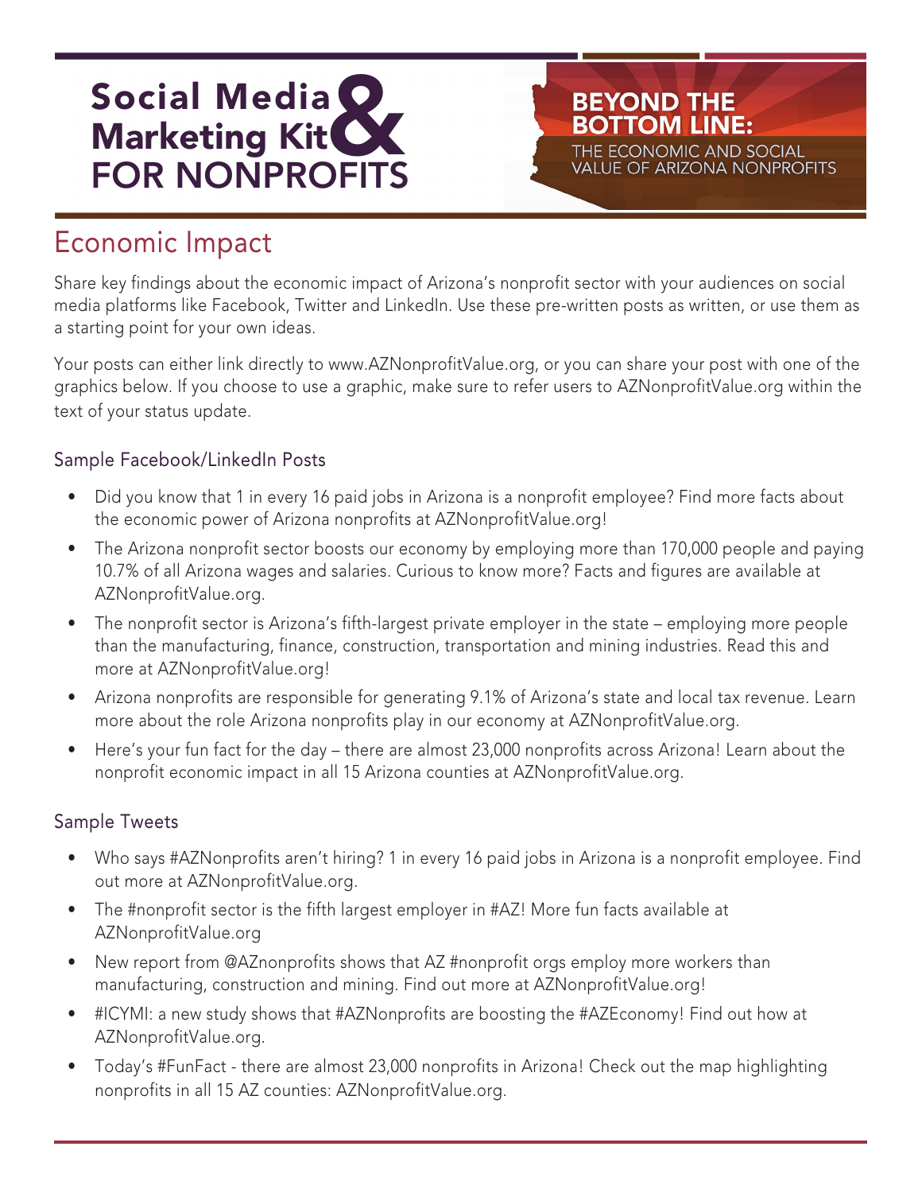# Social Media & Marketing Kit FOR NONPROFITS

**BEYOND THE BOTTOM LINE:** THE ECONOMIC AND SOCIAL VALUE OF ARIZONA NONPROFITS

## Economic Impact

Share key findings about the economic impact of Arizona's nonprofit sector with your audiences on social media platforms like Facebook, Twitter and LinkedIn. Use these pre-written posts as written, or use them as a starting point for your own ideas.

Your posts can either link directly to www.AZNonprofitValue.org, or you can share your post with one of the graphics below. If you choose to use a graphic, make sure to refer users to AZNonprofitValue.org within the text of your status update.

### Sample Facebook/LinkedIn Posts

- Did you know that 1 in every 16 paid jobs in Arizona is a nonprofit employee? Find more facts about the economic power of Arizona nonprofits at AZNonprofitValue.org!
- The Arizona nonprofit sector boosts our economy by employing more than 170,000 people and paying 10.7% of all Arizona wages and salaries. Curious to know more? Facts and figures are available at AZNonprofitValue.org.
- The nonprofit sector is Arizona's fifth-largest private employer in the state – employing more people than the manufacturing, finance, construction, transportation and mining industries. Read this and more at AZNonprofitValue.org!
- Arizona nonprofits are responsible for generating 9.1% of Arizona's state and local tax revenue. Learn more about the role Arizona nonprofits play in our economy at AZNonprofitValue.org.
- Here's your fun fact for the day – there are almost 23,000 nonprofits across Arizona! Learn about the nonprofit economic impact in all 15 Arizona counties at AZNonprofitValue.org.

### Sample Tweets

- Who says #AZNonprofits aren't hiring? 1 in every 16 paid jobs in Arizona is a nonprofit employee. Find out more at AZNonprofitValue.org.
- The #nonprofit sector is the fifth largest employer in #AZ! More fun facts available at AZNonprofitValue.org
- New report from @AZnonprofits shows that AZ #nonprofit orgs employ more workers than manufacturing, construction and mining. Find out more at AZNonprofitValue.org!
- #ICYMI: a new study shows that #AZNonprofits are boosting the #AZEconomy! Find out how at AZNonprofitValue.org.
- Today's #FunFact - there are almost 23,000 nonprofits in Arizona! Check out the map highlighting nonprofits in all 15 AZ counties: AZNonprofitValue.org.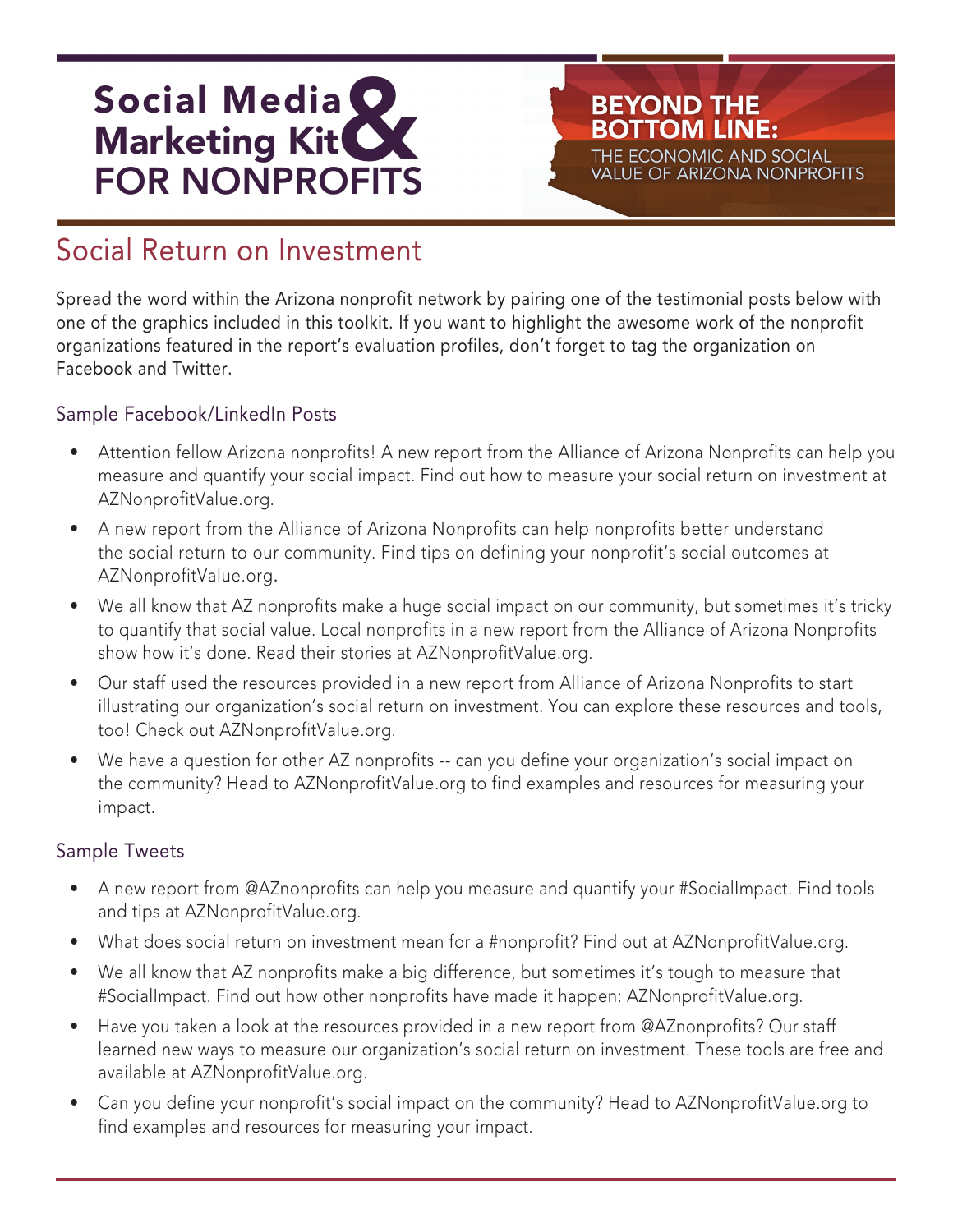# Social Media & Marketing Kit FOR NONPROFITS

**BEYOND THE BOTTOM LINE:** THE ECONOMIC AND SOCIAL VALUE OF ARIZONA NONPROFITS

## Social Return on Investment

Spread the word within the Arizona nonprofit network by pairing one of the testimonial posts below with one of the graphics included in this toolkit. If you want to highlight the awesome work of the nonprofit organizations featured in the report's evaluation profiles, don't forget to tag the organization on Facebook and Twitter.

### Sample Facebook/LinkedIn Posts

- Attention fellow Arizona nonprofits! A new report from the Alliance of Arizona Nonprofits can help you measure and quantify your social impact. Find out how to measure your social return on investment at AZNonprofitValue.org.
- A new report from the Alliance of Arizona Nonprofits can help nonprofits better understand the social return to our community. Find tips on defining your nonprofit's social outcomes at AZNonprofitValue.org.
- We all know that AZ nonprofits make a huge social impact on our community, but sometimes it's tricky to quantify that social value. Local nonprofits in a new report from the Alliance of Arizona Nonprofits show how it's done. Read their stories at AZNonprofitValue.org.
- Our staff used the resources provided in a new report from Alliance of Arizona Nonprofits to start illustrating our organization's social return on investment. You can explore these resources and tools, too! Check out AZNonprofitValue.org.
- We have a question for other AZ nonprofits -- can you define your organization's social impact on the community? Head to AZNonprofitValue.org to find examples and resources for measuring your impact.

### Sample Tweets

- A new report from @AZnonprofits can help you measure and quantify your #SocialImpact. Find tools and tips at AZNonprofitValue.org.
- What does social return on investment mean for a #nonprofit? Find out at AZNonprofitValue.org.
- We all know that AZ nonprofits make a big difference, but sometimes it's tough to measure that #SocialImpact. Find out how other nonprofits have made it happen: AZNonprofitValue.org.
- Have you taken a look at the resources provided in a new report from @AZnonprofits? Our staff learned new ways to measure our organization's social return on investment. These tools are free and available at AZNonprofitValue.org.
- Can you define your nonprofit's social impact on the community? Head to AZNonprofitValue.org to find examples and resources for measuring your impact.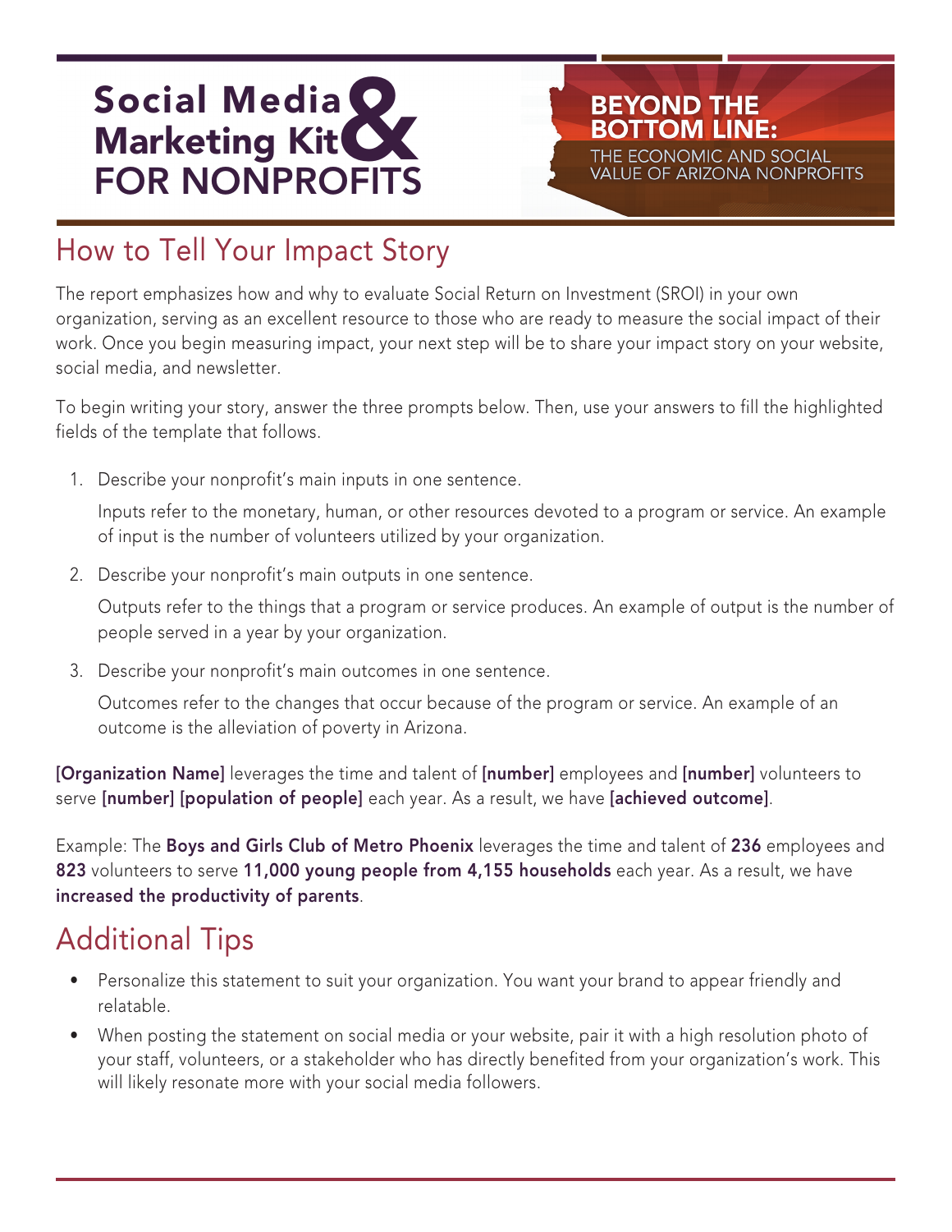# How to Tell Your Impact Story

The report emphasizes how and why to evaluate Social Return on Investment (SROI) in your own organization, serving as an excellent resource to those who are ready to measure the social impact of their work. Once you begin measuring impact, your next step will be to share your impact story on your website, social media, and newsletter.

To begin writing your story, answer the three prompts below. Then, use your answers to fill the highlighted fields of the template that follows.

1. Describe your nonprofit's main inputs in one sentence.

   Inputs refer to the monetary, human, or other resources devoted to a program or service. An example of input is the number of volunteers utilized by your organization.

2. Describe your nonprofit's main outputs in one sentence.

   Outputs refer to the things that a program or service produces. An example of output is the number of people served in a year by your organization.

3. Describe your nonprofit's main outcomes in one sentence.

   Outcomes refer to the changes that occur because of the program or service. An example of an outcome is the alleviation of poverty in Arizona.

**[Organization Name]** leverages the time and talent of **[number]** employees and **[number]** volunteers to serve **[number] [population of people]** each year. As a result, we have **[achieved outcome]**.

Example: The **Boys and Girls Club of Metro Phoenix** leverages the time and talent of **236** employees and **823** volunteers to serve **11,000 young people from 4,155 households** each year. As a result, we have **increased the productivity of parents**.

# Additional Tips

- Personalize this statement to suit your organization. You want your brand to appear friendly and relatable.
- When posting the statement on social media or your website, pair it with a high resolution photo of your staff, volunteers, or a stakeholder who has directly benefited from your organization's work. This will likely resonate more with your social media followers.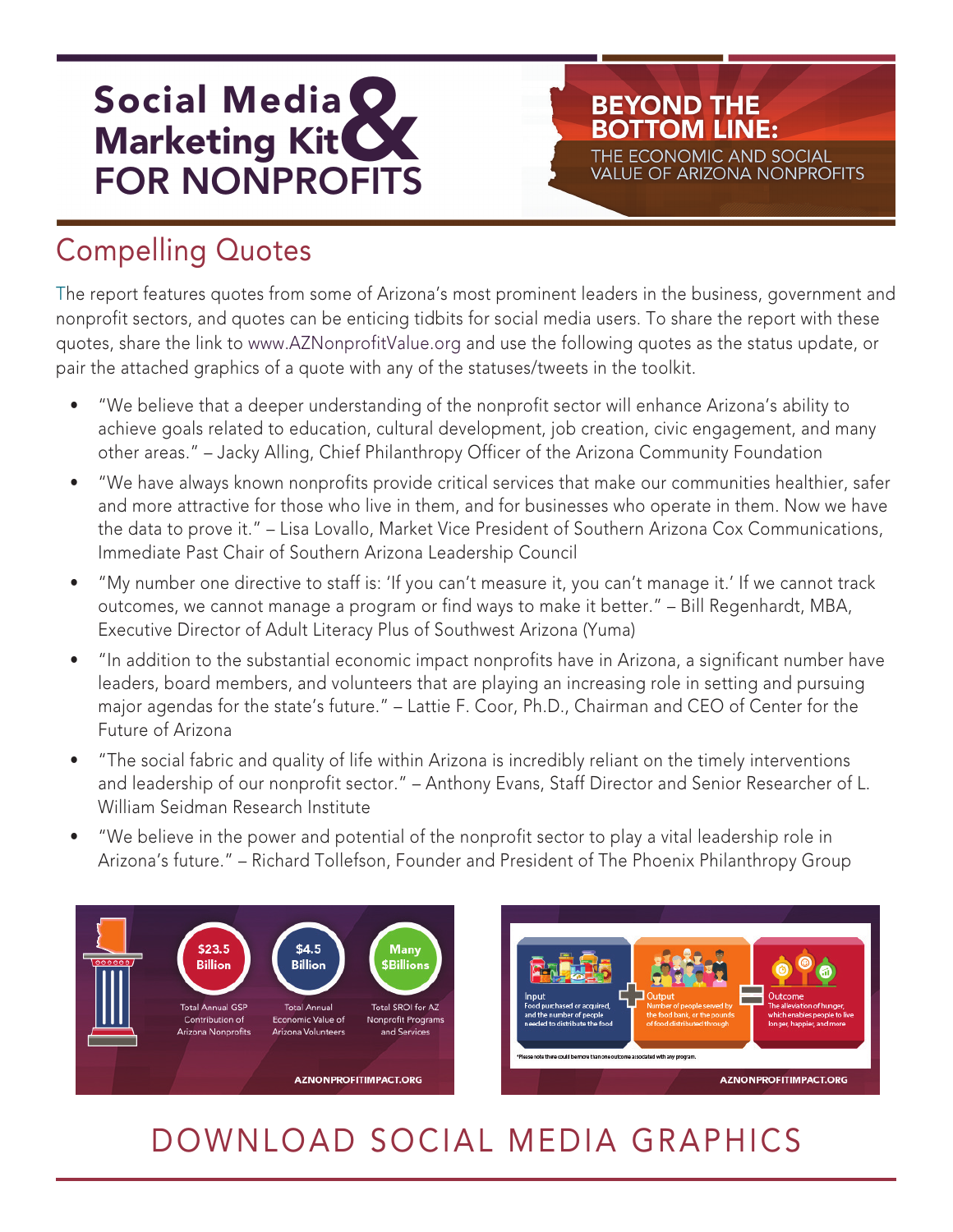# Social Media & Marketing Kit FOR NONPROFITS

**BEYOND THE BOTTOM LINE:**
THE ECONOMIC AND SOCIAL VALUE OF ARIZONA NONPROFITS

## Compelling Quotes

The report features quotes from some of Arizona's most prominent leaders in the business, government and nonprofit sectors, and quotes can be enticing tidbits for social media users. To share the report with these quotes, share the link to www.AZNonprofitValue.org and use the following quotes as the status update, or pair the attached graphics of a quote with any of the statuses/tweets in the toolkit.

- "We believe that a deeper understanding of the nonprofit sector will enhance Arizona's ability to achieve goals related to education, cultural development, job creation, civic engagement, and many other areas." – Jacky Alling, Chief Philanthropy Officer of the Arizona Community Foundation
- "We have always known nonprofits provide critical services that make our communities healthier, safer and more attractive for those who live in them, and for businesses who operate in them. Now we have the data to prove it." – Lisa Lovallo, Market Vice President of Southern Arizona Cox Communications, Immediate Past Chair of Southern Arizona Leadership Council
- "My number one directive to staff is: 'If you can't measure it, you can't manage it.' If we cannot track outcomes, we cannot manage a program or find ways to make it better." – Bill Regenhardt, MBA, Executive Director of Adult Literacy Plus of Southwest Arizona (Yuma)
- "In addition to the substantial economic impact nonprofits have in Arizona, a significant number have leaders, board members, and volunteers that are playing an increasing role in setting and pursuing major agendas for the state's future." – Lattie F. Coor, Ph.D., Chairman and CEO of Center for the Future of Arizona
- "The social fabric and quality of life within Arizona is incredibly reliant on the timely interventions and leadership of our nonprofit sector." – Anthony Evans, Staff Director and Senior Researcher of L. William Seidman Research Institute
- "We believe in the power and potential of the nonprofit sector to play a vital leadership role in Arizona's future." – Richard Tollefson, Founder and President of The Phoenix Philanthropy Group

$23.5 Billion
Total Annual GSP Contribution of Arizona Nonprofits

$4.5 Billion
Total Annual Economic Value of Arizona Volunteers

Many $Billions
Total SROI for AZ Nonprofit Programs and Services

AZNONPROFITIMPACT.ORG

Input
Food purchased or acquired, and the number of people needed to distribute the food

Output
Number of people served by the food bank, or the pounds of food distributed through

Outcome
The alleviation of hunger, which enables people to live longer, happier, and more

*Please note there could be more than one outcome associated with any program.

AZNONPROFITIMPACT.ORG

DOWNLOAD SOCIAL MEDIA GRAPHICS